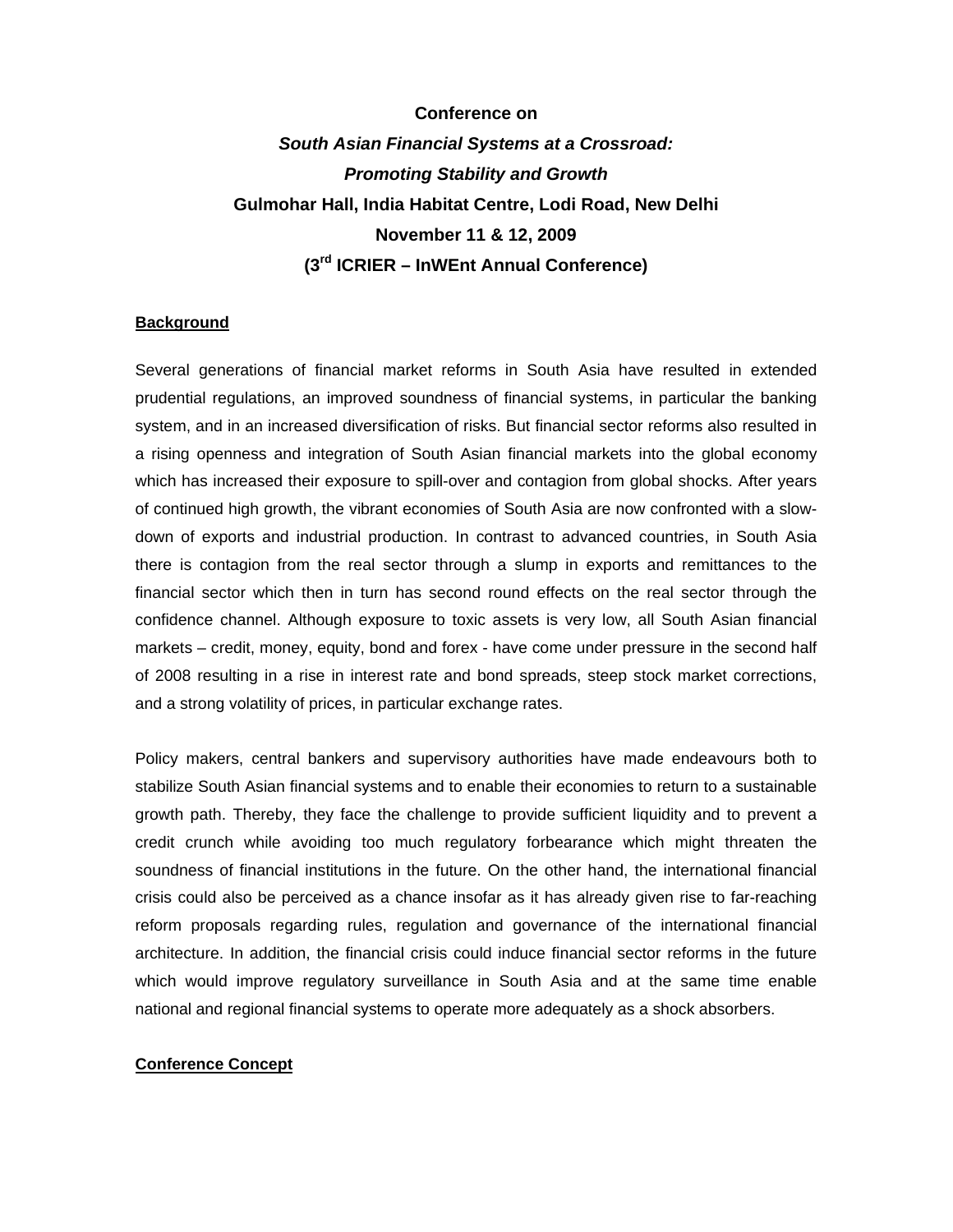**Conference on**

***South Asian Financial Systems at a Crossroad:***

***Promoting Stability and Growth***

**Gulmohar Hall, India Habitat Centre, Lodi Road, New Delhi**

**November 11 & 12, 2009**

**(3rd ICRIER – InWEnt Annual Conference)**

## Background

Several generations of financial market reforms in South Asia have resulted in extended prudential regulations, an improved soundness of financial systems, in particular the banking system, and in an increased diversification of risks. But financial sector reforms also resulted in a rising openness and integration of South Asian financial markets into the global economy which has increased their exposure to spill-over and contagion from global shocks. After years of continued high growth, the vibrant economies of South Asia are now confronted with a slow-down of exports and industrial production. In contrast to advanced countries, in South Asia there is contagion from the real sector through a slump in exports and remittances to the financial sector which then in turn has second round effects on the real sector through the confidence channel. Although exposure to toxic assets is very low, all South Asian financial markets – credit, money, equity, bond and forex - have come under pressure in the second half of 2008 resulting in a rise in interest rate and bond spreads, steep stock market corrections, and a strong volatility of prices, in particular exchange rates.

Policy makers, central bankers and supervisory authorities have made endeavours both to stabilize South Asian financial systems and to enable their economies to return to a sustainable growth path. Thereby, they face the challenge to provide sufficient liquidity and to prevent a credit crunch while avoiding too much regulatory forbearance which might threaten the soundness of financial institutions in the future. On the other hand, the international financial crisis could also be perceived as a chance insofar as it has already given rise to far-reaching reform proposals regarding rules, regulation and governance of the international financial architecture. In addition, the financial crisis could induce financial sector reforms in the future which would improve regulatory surveillance in South Asia and at the same time enable national and regional financial systems to operate more adequately as a shock absorbers.

## Conference Concept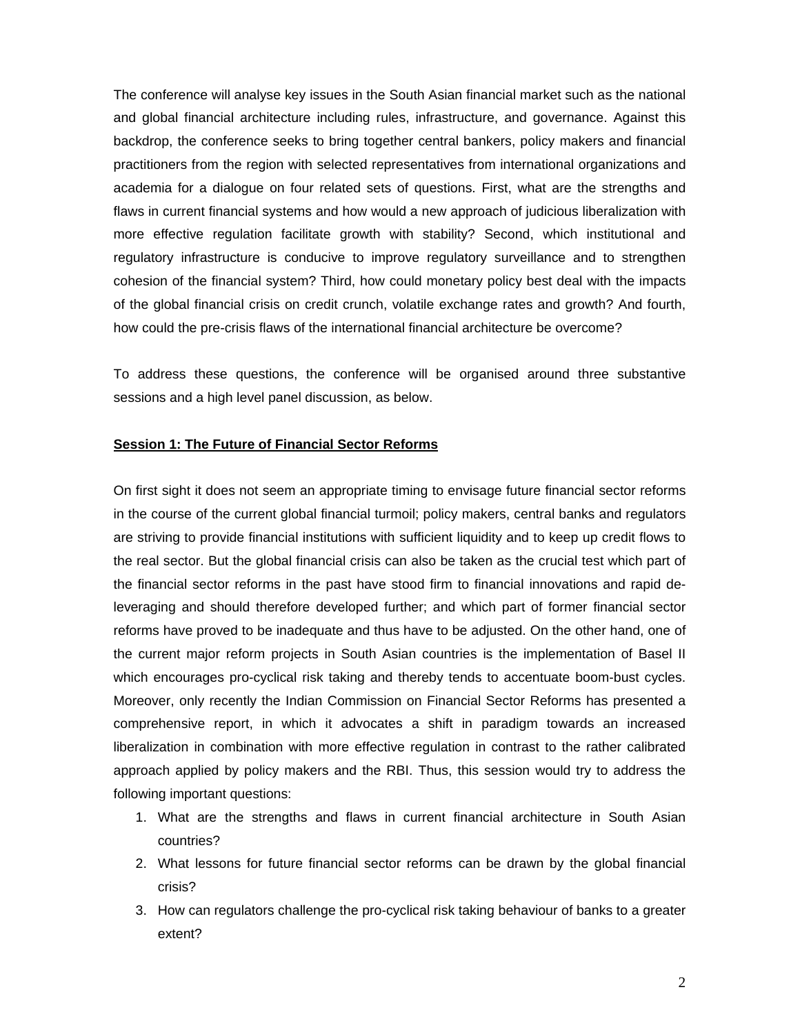The conference will analyse key issues in the South Asian financial market such as the national and global financial architecture including rules, infrastructure, and governance. Against this backdrop, the conference seeks to bring together central bankers, policy makers and financial practitioners from the region with selected representatives from international organizations and academia for a dialogue on four related sets of questions. First, what are the strengths and flaws in current financial systems and how would a new approach of judicious liberalization with more effective regulation facilitate growth with stability? Second, which institutional and regulatory infrastructure is conducive to improve regulatory surveillance and to strengthen cohesion of the financial system? Third, how could monetary policy best deal with the impacts of the global financial crisis on credit crunch, volatile exchange rates and growth? And fourth, how could the pre-crisis flaws of the international financial architecture be overcome?

To address these questions, the conference will be organised around three substantive sessions and a high level panel discussion, as below.

**Session 1: The Future of Financial Sector Reforms**

On first sight it does not seem an appropriate timing to envisage future financial sector reforms in the course of the current global financial turmoil; policy makers, central banks and regulators are striving to provide financial institutions with sufficient liquidity and to keep up credit flows to the real sector. But the global financial crisis can also be taken as the crucial test which part of the financial sector reforms in the past have stood firm to financial innovations and rapid de-leveraging and should therefore developed further; and which part of former financial sector reforms have proved to be inadequate and thus have to be adjusted. On the other hand, one of the current major reform projects in South Asian countries is the implementation of Basel II which encourages pro-cyclical risk taking and thereby tends to accentuate boom-bust cycles. Moreover, only recently the Indian Commission on Financial Sector Reforms has presented a comprehensive report, in which it advocates a shift in paradigm towards an increased liberalization in combination with more effective regulation in contrast to the rather calibrated approach applied by policy makers and the RBI. Thus, this session would try to address the following important questions:

1. What are the strengths and flaws in current financial architecture in South Asian countries?
2. What lessons for future financial sector reforms can be drawn by the global financial crisis?
3. How can regulators challenge the pro-cyclical risk taking behaviour of banks to a greater extent?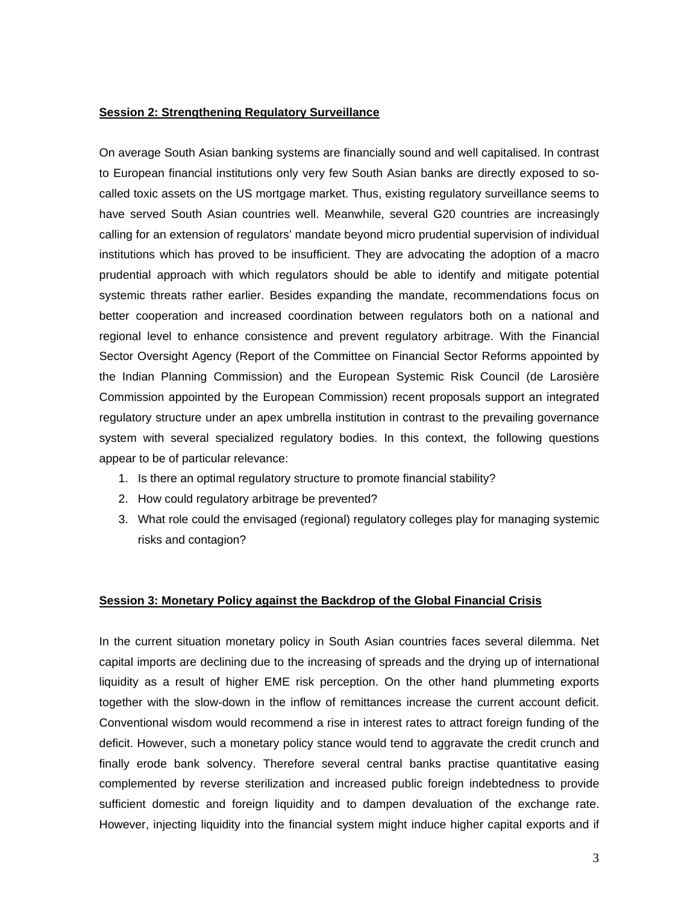## Session 2: Strengthening Regulatory Surveillance

On average South Asian banking systems are financially sound and well capitalised. In contrast to European financial institutions only very few South Asian banks are directly exposed to so-called toxic assets on the US mortgage market. Thus, existing regulatory surveillance seems to have served South Asian countries well. Meanwhile, several G20 countries are increasingly calling for an extension of regulators' mandate beyond micro prudential supervision of individual institutions which has proved to be insufficient. They are advocating the adoption of a macro prudential approach with which regulators should be able to identify and mitigate potential systemic threats rather earlier. Besides expanding the mandate, recommendations focus on better cooperation and increased coordination between regulators both on a national and regional level to enhance consistence and prevent regulatory arbitrage. With the Financial Sector Oversight Agency (Report of the Committee on Financial Sector Reforms appointed by the Indian Planning Commission) and the European Systemic Risk Council (de Larosière Commission appointed by the European Commission) recent proposals support an integrated regulatory structure under an apex umbrella institution in contrast to the prevailing governance system with several specialized regulatory bodies. In this context, the following questions appear to be of particular relevance:

1. Is there an optimal regulatory structure to promote financial stability?
2. How could regulatory arbitrage be prevented?
3. What role could the envisaged (regional) regulatory colleges play for managing systemic risks and contagion?

## Session 3: Monetary Policy against the Backdrop of the Global Financial Crisis

In the current situation monetary policy in South Asian countries faces several dilemma. Net capital imports are declining due to the increasing of spreads and the drying up of international liquidity as a result of higher EME risk perception. On the other hand plummeting exports together with the slow-down in the inflow of remittances increase the current account deficit. Conventional wisdom would recommend a rise in interest rates to attract foreign funding of the deficit. However, such a monetary policy stance would tend to aggravate the credit crunch and finally erode bank solvency. Therefore several central banks practise quantitative easing complemented by reverse sterilization and increased public foreign indebtedness to provide sufficient domestic and foreign liquidity and to dampen devaluation of the exchange rate. However, injecting liquidity into the financial system might induce higher capital exports and if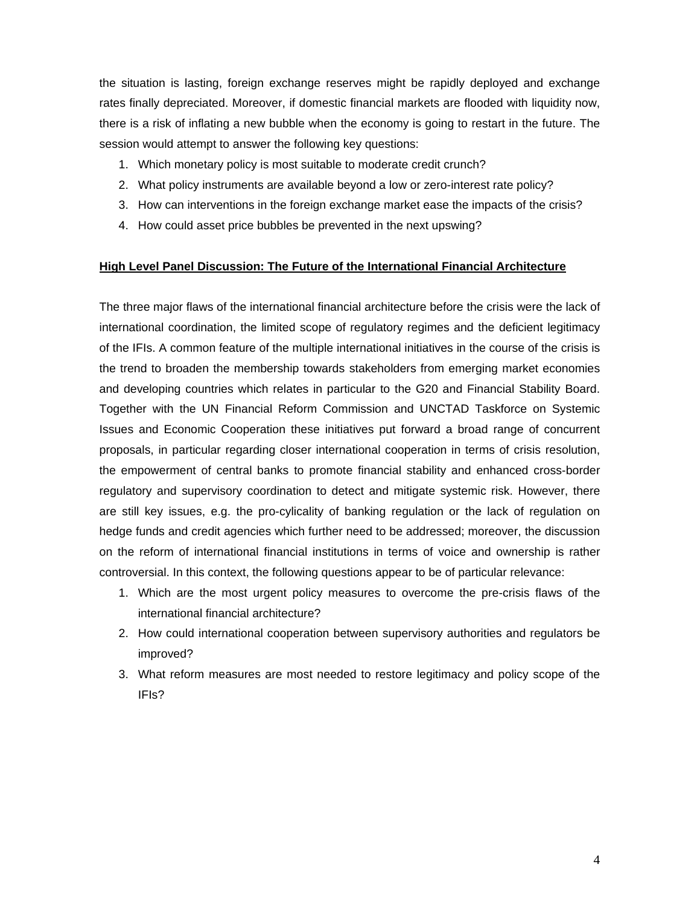the situation is lasting, foreign exchange reserves might be rapidly deployed and exchange rates finally depreciated. Moreover, if domestic financial markets are flooded with liquidity now, there is a risk of inflating a new bubble when the economy is going to restart in the future. The session would attempt to answer the following key questions:

1. Which monetary policy is most suitable to moderate credit crunch?
2. What policy instruments are available beyond a low or zero-interest rate policy?
3. How can interventions in the foreign exchange market ease the impacts of the crisis?
4. How could asset price bubbles be prevented in the next upswing?

## High Level Panel Discussion: The Future of the International Financial Architecture

The three major flaws of the international financial architecture before the crisis were the lack of international coordination, the limited scope of regulatory regimes and the deficient legitimacy of the IFIs. A common feature of the multiple international initiatives in the course of the crisis is the trend to broaden the membership towards stakeholders from emerging market economies and developing countries which relates in particular to the G20 and Financial Stability Board. Together with the UN Financial Reform Commission and UNCTAD Taskforce on Systemic Issues and Economic Cooperation these initiatives put forward a broad range of concurrent proposals, in particular regarding closer international cooperation in terms of crisis resolution, the empowerment of central banks to promote financial stability and enhanced cross-border regulatory and supervisory coordination to detect and mitigate systemic risk. However, there are still key issues, e.g. the pro-cylicality of banking regulation or the lack of regulation on hedge funds and credit agencies which further need to be addressed; moreover, the discussion on the reform of international financial institutions in terms of voice and ownership is rather controversial. In this context, the following questions appear to be of particular relevance:

1. Which are the most urgent policy measures to overcome the pre-crisis flaws of the international financial architecture?
2. How could international cooperation between supervisory authorities and regulators be improved?
3. What reform measures are most needed to restore legitimacy and policy scope of the IFIs?